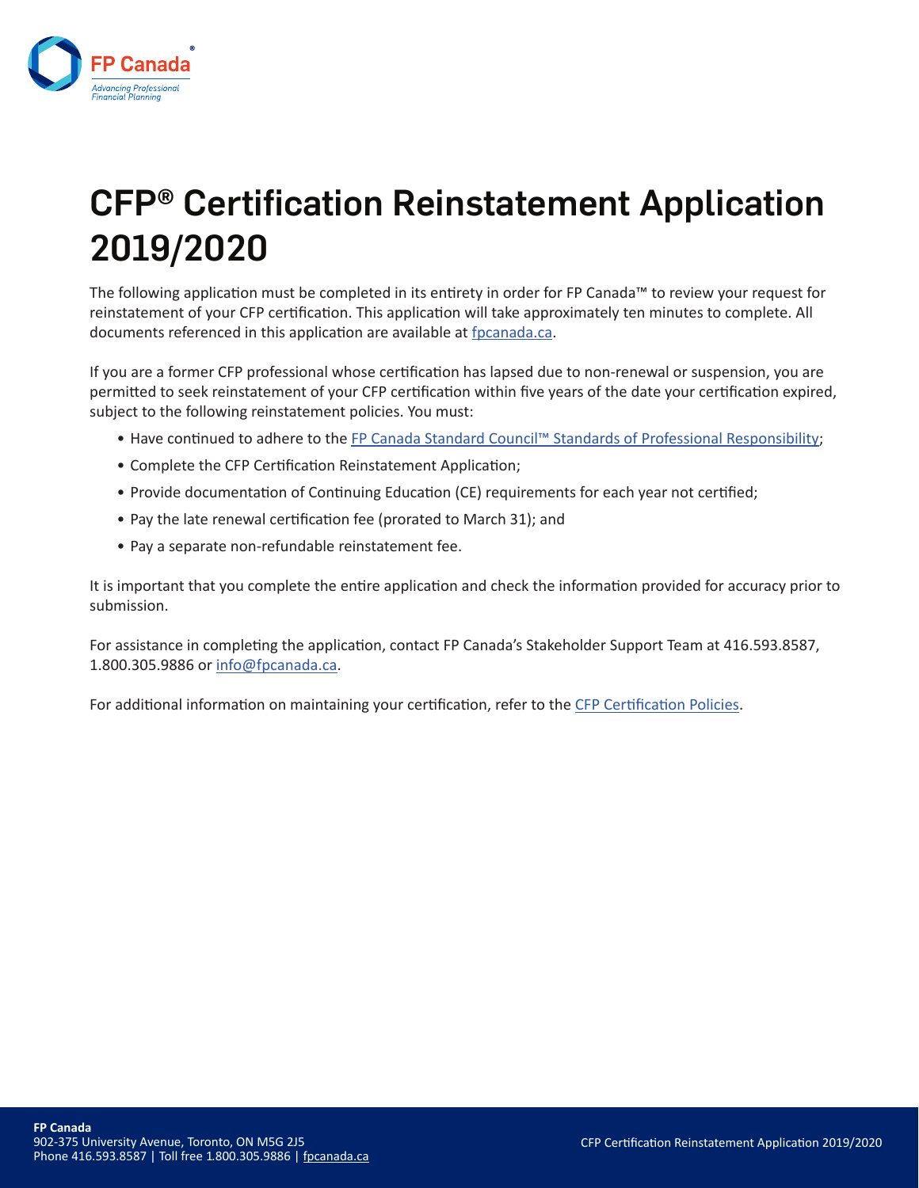# CFP® Certification Reinstatement Application 2019/2020

The following application must be completed in its entirety in order for FP Canada™ to review your request for reinstatement of your CFP certification. This application will take approximately ten minutes to complete. All documents referenced in this application are available at fpcanada.ca.

If you are a former CFP professional whose certification has lapsed due to non-renewal or suspension, you are permitted to seek reinstatement of your CFP certification within five years of the date your certification expired, subject to the following reinstatement policies. You must:

- Have continued to adhere to the FP Canada Standard Council™ Standards of Professional Responsibility;
- Complete the CFP Certification Reinstatement Application;
- Provide documentation of Continuing Education (CE) requirements for each year not certified;
- Pay the late renewal certification fee (prorated to March 31); and
- Pay a separate non-refundable reinstatement fee.

It is important that you complete the entire application and check the information provided for accuracy prior to submission.

For assistance in completing the application, contact FP Canada's Stakeholder Support Team at 416.593.8587, 1.800.305.9886 or info@fpcanada.ca.

For additional information on maintaining your certification, refer to the CFP Certification Policies.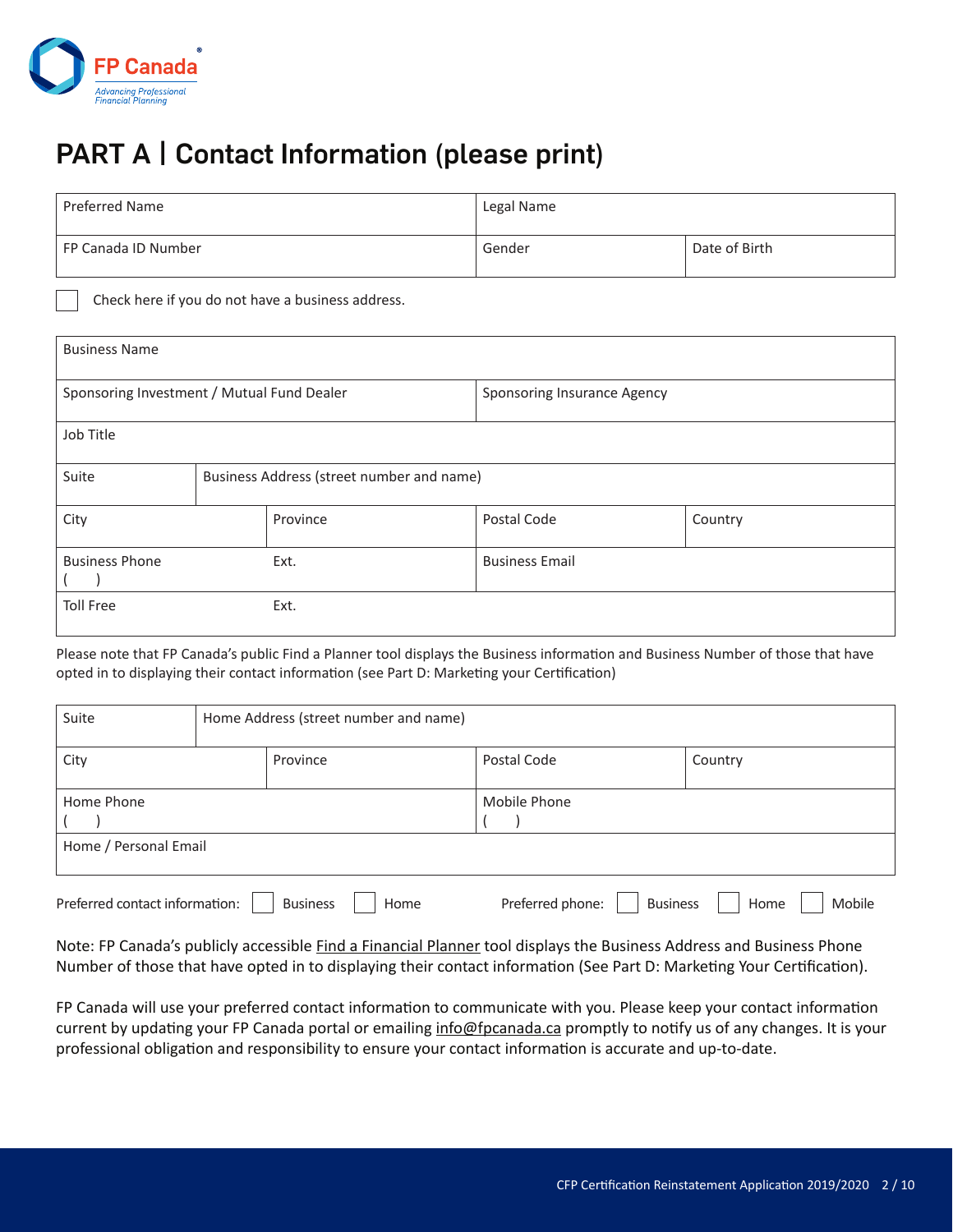# PART A | Contact Information (please print)

| Preferred Name | Legal Name | |
|---|---|---|
| FP Canada ID Number | Gender | Date of Birth |

☐ Check here if you do not have a business address.

| Business Name | | | |
|---|---|---|---|
| Sponsoring Investment / Mutual Fund Dealer | | Sponsoring Insurance Agency | |
| Job Title | | | |
| Suite | Business Address (street number and name) | | |
| City | Province | Postal Code | Country |
| Business Phone ( ) | Ext. | Business Email | |
| Toll Free | Ext. | | |

Please note that FP Canada's public Find a Planner tool displays the Business information and Business Number of those that have opted in to displaying their contact information (see Part D: Marketing your Certification)

| Suite | Home Address (street number and name) | | |
|---|---|---|---|
| City | Province | Postal Code | Country |
| Home Phone ( ) | | Mobile Phone ( ) | |
| Home / Personal Email | | | |

Preferred contact information: ☐ Business ☐ Home     Preferred phone: ☐ Business ☐ Home ☐ Mobile

Note: FP Canada's publicly accessible Find a Financial Planner tool displays the Business Address and Business Phone Number of those that have opted in to displaying their contact information (See Part D: Marketing Your Certification).

FP Canada will use your preferred contact information to communicate with you. Please keep your contact information current by updating your FP Canada portal or emailing info@fpcanada.ca promptly to notify us of any changes. It is your professional obligation and responsibility to ensure your contact information is accurate and up-to-date.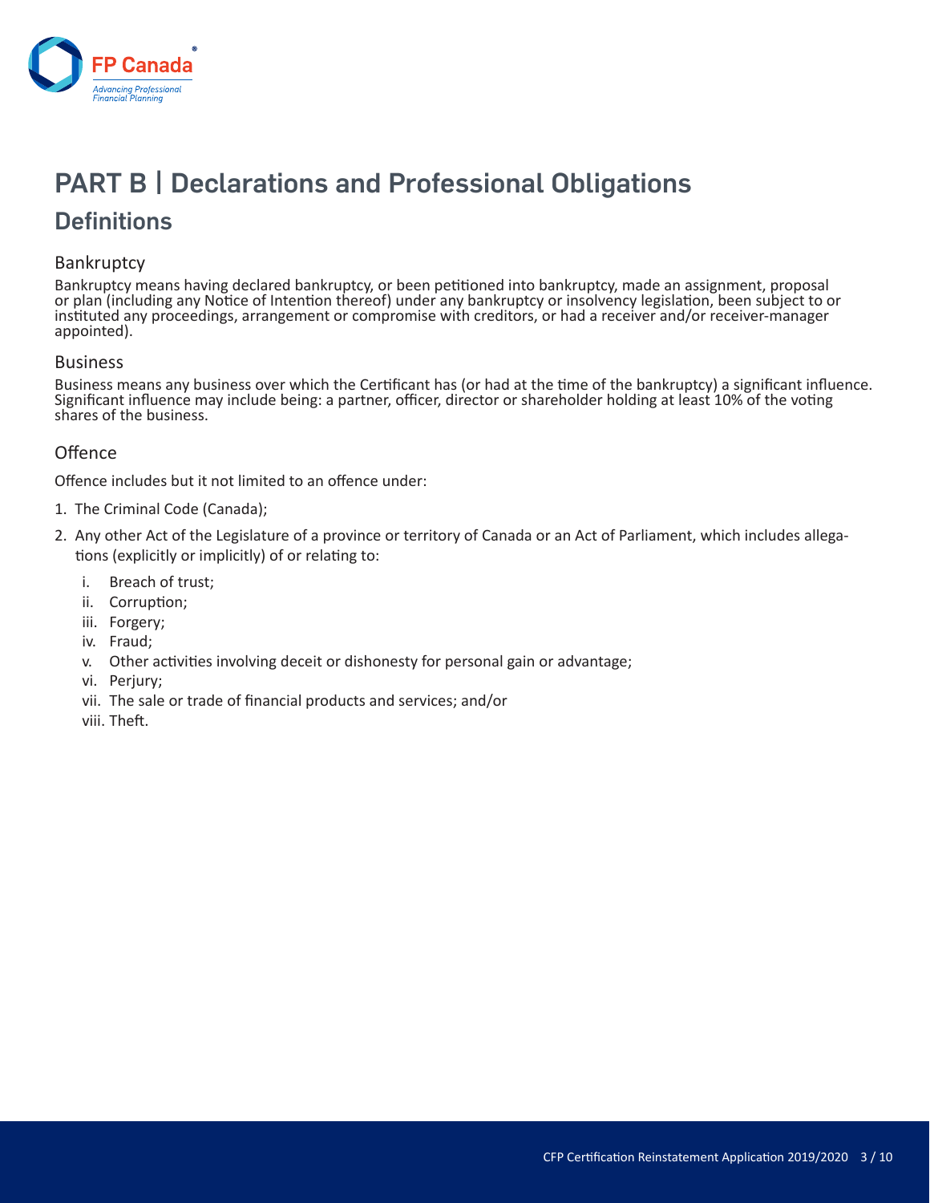# PART B | Declarations and Professional Obligations

## Definitions

### Bankruptcy

Bankruptcy means having declared bankruptcy, or been petitioned into bankruptcy, made an assignment, proposal or plan (including any Notice of Intention thereof) under any bankruptcy or insolvency legislation, been subject to or instituted any proceedings, arrangement or compromise with creditors, or had a receiver and/or receiver-manager appointed).

### Business

Business means any business over which the Certificant has (or had at the time of the bankruptcy) a significant influence. Significant influence may include being: a partner, officer, director or shareholder holding at least 10% of the voting shares of the business.

### Offence

Offence includes but it not limited to an offence under:

1. The Criminal Code (Canada);
2. Any other Act of the Legislature of a province or territory of Canada or an Act of Parliament, which includes allegations (explicitly or implicitly) of or relating to:
   i. Breach of trust;
   ii. Corruption;
   iii. Forgery;
   iv. Fraud;
   v. Other activities involving deceit or dishonesty for personal gain or advantage;
   vi. Perjury;
   vii. The sale or trade of financial products and services; and/or
   viii. Theft.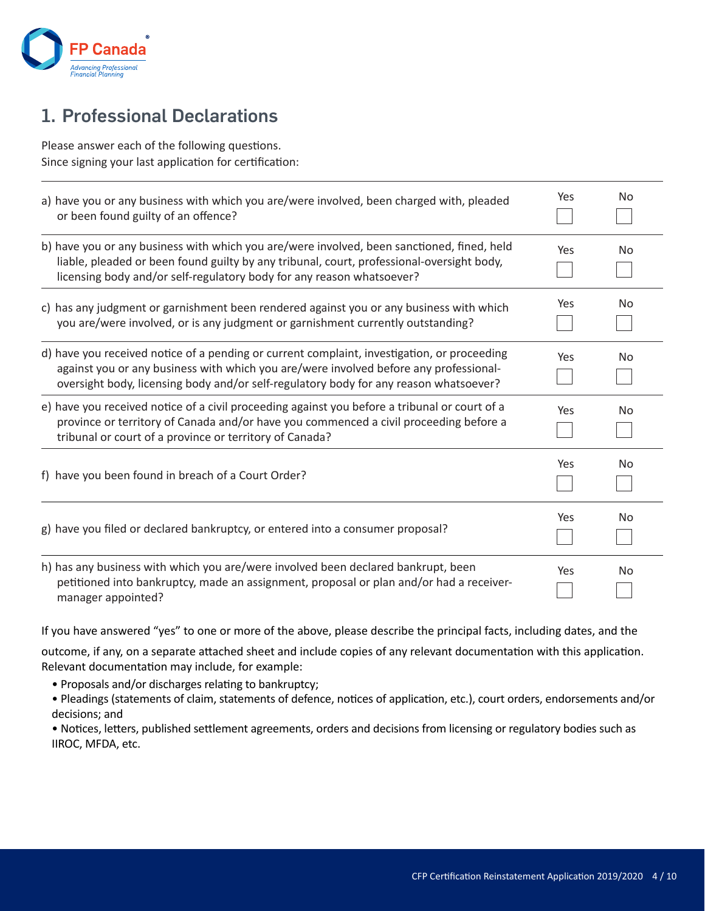FP Canada®

Advancing Professional Financial Planning

## 1. Professional Declarations

Please answer each of the following questions.
Since signing your last application for certification:

| Question | Yes | No |
|---|---|---|
| a) have you or any business with which you are/were involved, been charged with, pleaded or been found guilty of an offence? | ☐ | ☐ |
| b) have you or any business with which you are/were involved, been sanctioned, fined, held liable, pleaded or been found guilty by any tribunal, court, professional-oversight body, licensing body and/or self-regulatory body for any reason whatsoever? | ☐ | ☐ |
| c) has any judgment or garnishment been rendered against you or any business with which you are/were involved, or is any judgment or garnishment currently outstanding? | ☐ | ☐ |
| d) have you received notice of a pending or current complaint, investigation, or proceeding against you or any business with which you are/were involved before any professional-oversight body, licensing body and/or self-regulatory body for any reason whatsoever? | ☐ | ☐ |
| e) have you received notice of a civil proceeding against you before a tribunal or court of a province or territory of Canada and/or have you commenced a civil proceeding before a tribunal or court of a province or territory of Canada? | ☐ | ☐ |
| f) have you been found in breach of a Court Order? | ☐ | ☐ |
| g) have you filed or declared bankruptcy, or entered into a consumer proposal? | ☐ | ☐ |
| h) has any business with which you are/were involved been declared bankrupt, been petitioned into bankruptcy, made an assignment, proposal or plan and/or had a receiver-manager appointed? | ☐ | ☐ |

If you have answered "yes" to one or more of the above, please describe the principal facts, including dates, and the outcome, if any, on a separate attached sheet and include copies of any relevant documentation with this application. Relevant documentation may include, for example:

- Proposals and/or discharges relating to bankruptcy;
- Pleadings (statements of claim, statements of defence, notices of application, etc.), court orders, endorsements and/or decisions; and
- Notices, letters, published settlement agreements, orders and decisions from licensing or regulatory bodies such as IIROC, MFDA, etc.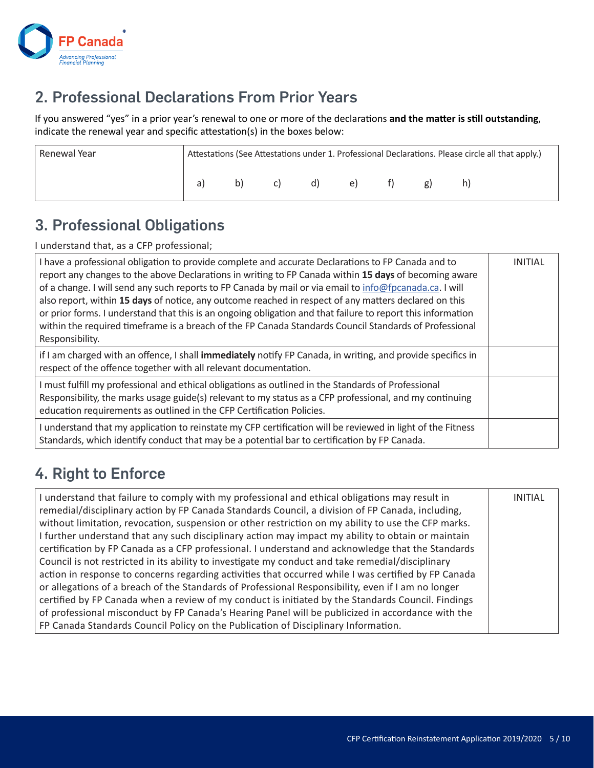## 2. Professional Declarations From Prior Years

If you answered "yes" in a prior year's renewal to one or more of the declarations **and the matter is still outstanding**, indicate the renewal year and specific attestation(s) in the boxes below:

| Renewal Year | Attestations (See Attestations under 1. Professional Declarations. Please circle all that apply.) |
|---|---|
| | a) b) c) d) e) f) g) h) |

## 3. Professional Obligations

I understand that, as a CFP professional;

| | INITIAL |
|---|---|
| I have a professional obligation to provide complete and accurate Declarations to FP Canada and to report any changes to the above Declarations in writing to FP Canada within **15 days** of becoming aware of a change. I will send any such reports to FP Canada by mail or via email to info@fpcanada.ca. I will also report, within **15 days** of notice, any outcome reached in respect of any matters declared on this or prior forms. I understand that this is an ongoing obligation and that failure to report this information within the required timeframe is a breach of the FP Canada Standards Council Standards of Professional Responsibility. | |
| if I am charged with an offence, I shall **immediately** notify FP Canada, in writing, and provide specifics in respect of the offence together with all relevant documentation. | |
| I must fulfill my professional and ethical obligations as outlined in the Standards of Professional Responsibility, the marks usage guide(s) relevant to my status as a CFP professional, and my continuing education requirements as outlined in the CFP Certification Policies. | |
| I understand that my application to reinstate my CFP certification will be reviewed in light of the Fitness Standards, which identify conduct that may be a potential bar to certification by FP Canada. | |

## 4. Right to Enforce

| | INITIAL |
|---|---|
| I understand that failure to comply with my professional and ethical obligations may result in remedial/disciplinary action by FP Canada Standards Council, a division of FP Canada, including, without limitation, revocation, suspension or other restriction on my ability to use the CFP marks. I further understand that any such disciplinary action may impact my ability to obtain or maintain certification by FP Canada as a CFP professional. I understand and acknowledge that the Standards Council is not restricted in its ability to investigate my conduct and take remedial/disciplinary action in response to concerns regarding activities that occurred while I was certified by FP Canada or allegations of a breach of the Standards of Professional Responsibility, even if I am no longer certified by FP Canada when a review of my conduct is initiated by the Standards Council. Findings of professional misconduct by FP Canada's Hearing Panel will be publicized in accordance with the FP Canada Standards Council Policy on the Publication of Disciplinary Information. | |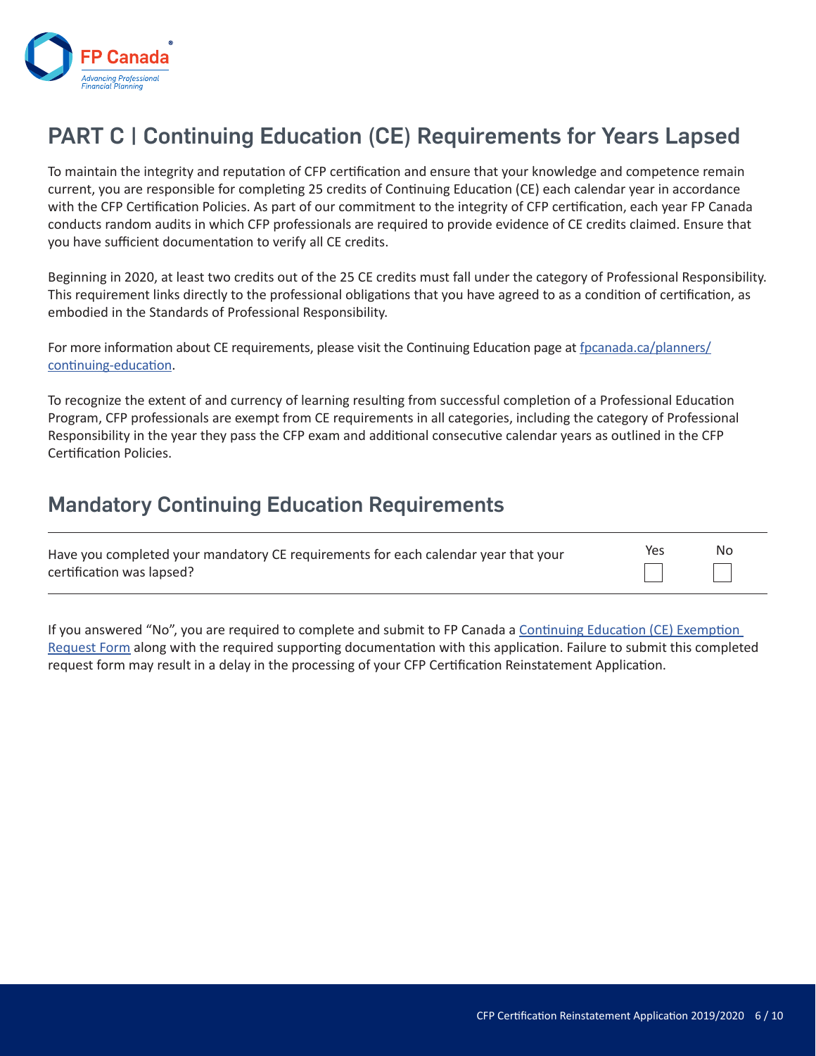# PART C | Continuing Education (CE) Requirements for Years Lapsed

To maintain the integrity and reputation of CFP certification and ensure that your knowledge and competence remain current, you are responsible for completing 25 credits of Continuing Education (CE) each calendar year in accordance with the CFP Certification Policies. As part of our commitment to the integrity of CFP certification, each year FP Canada conducts random audits in which CFP professionals are required to provide evidence of CE credits claimed. Ensure that you have sufficient documentation to verify all CE credits.

Beginning in 2020, at least two credits out of the 25 CE credits must fall under the category of Professional Responsibility. This requirement links directly to the professional obligations that you have agreed to as a condition of certification, as embodied in the Standards of Professional Responsibility.

For more information about CE requirements, please visit the Continuing Education page at [fpcanada.ca/planners/continuing-education](fpcanada.ca/planners/continuing-education).

To recognize the extent of and currency of learning resulting from successful completion of a Professional Education Program, CFP professionals are exempt from CE requirements in all categories, including the category of Professional Responsibility in the year they pass the CFP exam and additional consecutive calendar years as outlined in the CFP Certification Policies.

## Mandatory Continuing Education Requirements

| | Yes | No |
|---|---|---|
| Have you completed your mandatory CE requirements for each calendar year that your certification was lapsed? | ☐ | ☐ |

If you answered "No", you are required to complete and submit to FP Canada a Continuing Education (CE) Exemption Request Form along with the required supporting documentation with this application. Failure to submit this completed request form may result in a delay in the processing of your CFP Certification Reinstatement Application.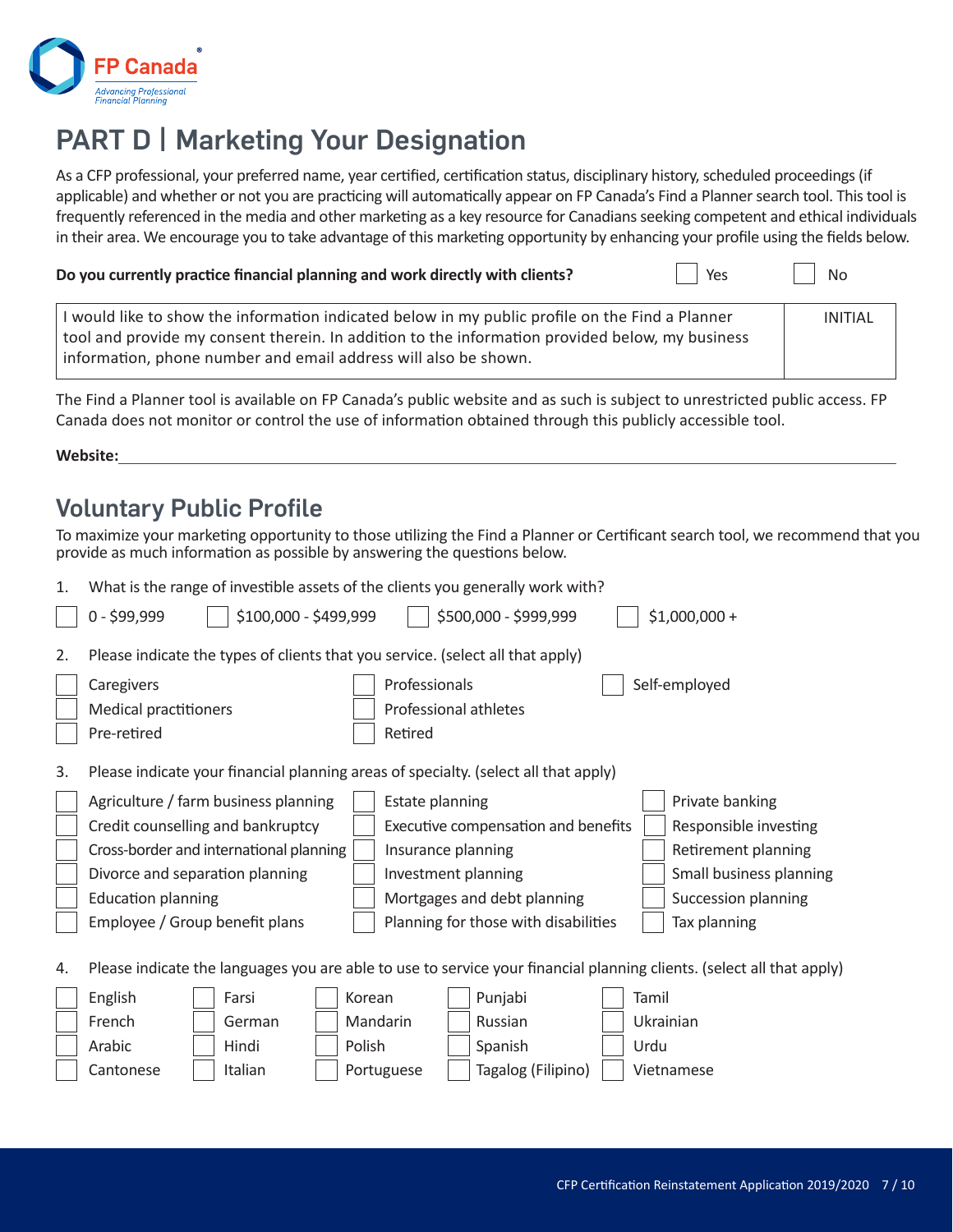# PART D | Marketing Your Designation

As a CFP professional, your preferred name, year certified, certification status, disciplinary history, scheduled proceedings (if applicable) and whether or not you are practicing will automatically appear on FP Canada's Find a Planner search tool. This tool is frequently referenced in the media and other marketing as a key resource for Canadians seeking competent and ethical individuals in their area. We encourage you to take advantage of this marketing opportunity by enhancing your profile using the fields below.

**Do you currently practice financial planning and work directly with clients?** ☐ Yes ☐ No

| I would like to show the information indicated below in my public profile on the Find a Planner tool and provide my consent therein. In addition to the information provided below, my business information, phone number and email address will also be shown. | INITIAL |
|---|---|

The Find a Planner tool is available on FP Canada's public website and as such is subject to unrestricted public access. FP Canada does not monitor or control the use of information obtained through this publicly accessible tool.

**Website:** ______________________________

## Voluntary Public Profile

To maximize your marketing opportunity to those utilizing the Find a Planner or Certificant search tool, we recommend that you provide as much information as possible by answering the questions below.

1. What is the range of investible assets of the clients you generally work with?

☐ 0 - $99,999 ☐ $100,000 - $499,999 ☐ $500,000 - $999,999 ☐ $1,000,000 +

2. Please indicate the types of clients that you service. (select all that apply)

- ☐ Caregivers
- ☐ Medical practitioners
- ☐ Pre-retired
- ☐ Professionals
- ☐ Professional athletes
- ☐ Retired
- ☐ Self-employed

3. Please indicate your financial planning areas of specialty. (select all that apply)

- ☐ Agriculture / farm business planning
- ☐ Credit counselling and bankruptcy
- ☐ Cross-border and international planning
- ☐ Divorce and separation planning
- ☐ Education planning
- ☐ Employee / Group benefit plans
- ☐ Estate planning
- ☐ Executive compensation and benefits
- ☐ Insurance planning
- ☐ Investment planning
- ☐ Mortgages and debt planning
- ☐ Planning for those with disabilities
- ☐ Private banking
- ☐ Responsible investing
- ☐ Retirement planning
- ☐ Small business planning
- ☐ Succession planning
- ☐ Tax planning

4. Please indicate the languages you are able to use to service your financial planning clients. (select all that apply)

- ☐ English
- ☐ French
- ☐ Arabic
- ☐ Cantonese
- ☐ Farsi
- ☐ German
- ☐ Hindi
- ☐ Italian
- ☐ Korean
- ☐ Mandarin
- ☐ Polish
- ☐ Portuguese
- ☐ Punjabi
- ☐ Russian
- ☐ Spanish
- ☐ Tagalog (Filipino)
- ☐ Tamil
- ☐ Ukrainian
- ☐ Urdu
- ☐ Vietnamese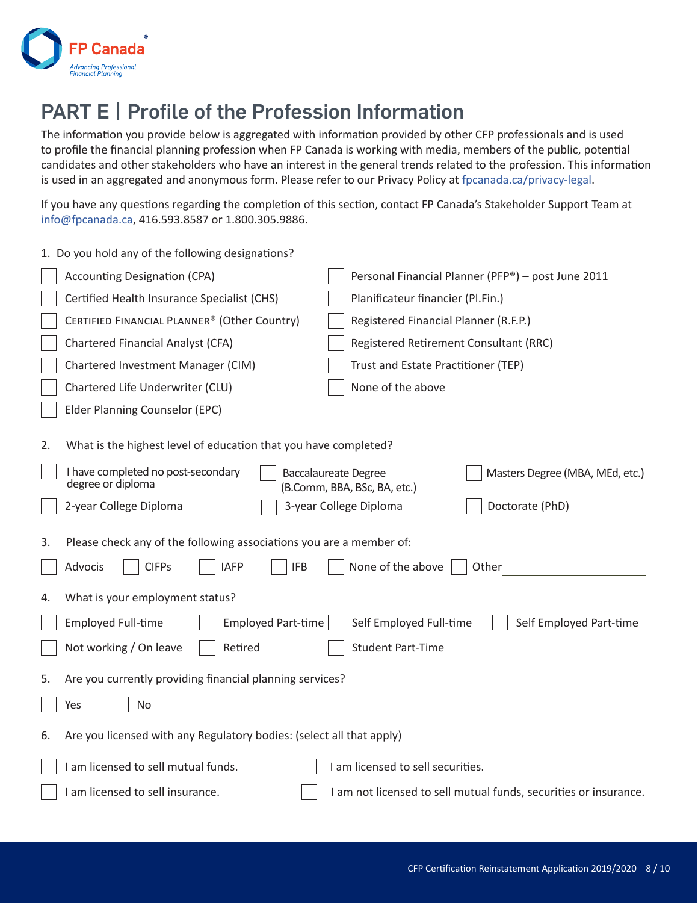# PART E | Profile of the Profession Information

The information you provide below is aggregated with information provided by other CFP professionals and is used to profile the financial planning profession when FP Canada is working with media, members of the public, potential candidates and other stakeholders who have an interest in the general trends related to the profession. This information is used in an aggregated and anonymous form. Please refer to our Privacy Policy at fpcanada.ca/privacy-legal.

If you have any questions regarding the completion of this section, contact FP Canada's Stakeholder Support Team at info@fpcanada.ca, 416.593.8587 or 1.800.305.9886.

1. Do you hold any of the following designations?

- ☐ Accounting Designation (CPA)
- ☐ Certified Health Insurance Specialist (CHS)
- ☐ CERTIFIED FINANCIAL PLANNER® (Other Country)
- ☐ Chartered Financial Analyst (CFA)
- ☐ Chartered Investment Manager (CIM)
- ☐ Chartered Life Underwriter (CLU)
- ☐ Elder Planning Counselor (EPC)
- ☐ Personal Financial Planner (PFP®) – post June 2011
- ☐ Planificateur financier (Pl.Fin.)
- ☐ Registered Financial Planner (R.F.P.)
- ☐ Registered Retirement Consultant (RRC)
- ☐ Trust and Estate Practitioner (TEP)
- ☐ None of the above

2. What is the highest level of education that you have completed?

- ☐ I have completed no post-secondary degree or diploma
- ☐ 2-year College Diploma
- ☐ Baccalaureate Degree (B.Comm, BBA, BSc, BA, etc.)
- ☐ 3-year College Diploma
- ☐ Masters Degree (MBA, MEd, etc.)
- ☐ Doctorate (PhD)

3. Please check any of the following associations you are a member of:

☐ Advocis ☐ CIFPs ☐ IAFP ☐ IFB ☐ None of the above ☐ Other ____________________

4. What is your employment status?

- ☐ Employed Full-time
- ☐ Employed Part-time
- ☐ Self Employed Full-time
- ☐ Self Employed Part-time
- ☐ Not working / On leave
- ☐ Retired
- ☐ Student Part-Time

5. Are you currently providing financial planning services?

☐ Yes ☐ No

6. Are you licensed with any Regulatory bodies: (select all that apply)

- ☐ I am licensed to sell mutual funds.
- ☐ I am licensed to sell securities.
- ☐ I am licensed to sell insurance.
- ☐ I am not licensed to sell mutual funds, securities or insurance.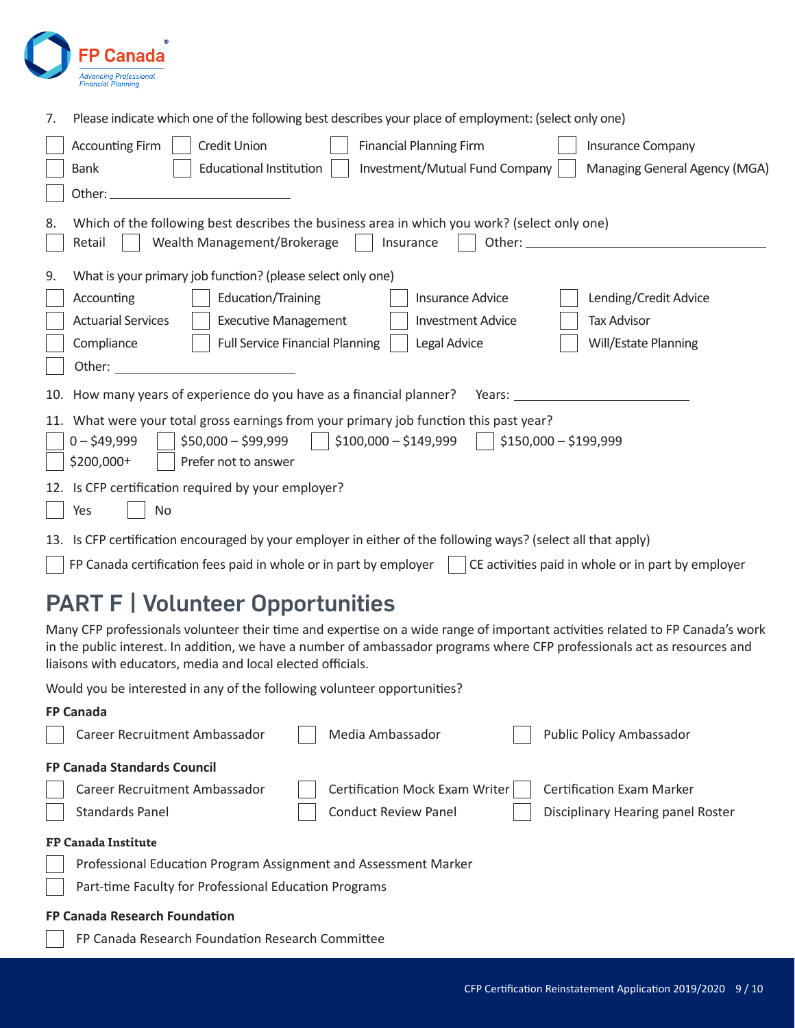7. Please indicate which one of the following best describes your place of employment: (select only one)

- [ ] Accounting Firm
- [ ] Credit Union
- [ ] Financial Planning Firm
- [ ] Insurance Company
- [ ] Bank
- [ ] Educational Institution
- [ ] Investment/Mutual Fund Company
- [ ] Managing General Agency (MGA)
- [ ] Other: ____________________

8. Which of the following best describes the business area in which you work? (select only one)

- [ ] Retail
- [ ] Wealth Management/Brokerage
- [ ] Insurance
- [ ] Other: ____________________

9. What is your primary job function? (please select only one)

- [ ] Accounting
- [ ] Education/Training
- [ ] Insurance Advice
- [ ] Lending/Credit Advice
- [ ] Actuarial Services
- [ ] Executive Management
- [ ] Investment Advice
- [ ] Tax Advisor
- [ ] Compliance
- [ ] Full Service Financial Planning
- [ ] Legal Advice
- [ ] Will/Estate Planning
- [ ] Other: ____________________

10. How many years of experience do you have as a financial planner? Years: ____________________

11. What were your total gross earnings from your primary job function this past year?

- [ ] 0 – $49,999
- [ ] $50,000 – $99,999
- [ ] $100,000 – $149,999
- [ ] $150,000 – $199,999
- [ ] $200,000+
- [ ] Prefer not to answer

12. Is CFP certification required by your employer?

- [ ] Yes
- [ ] No

13. Is CFP certification encouraged by your employer in either of the following ways? (select all that apply)

- [ ] FP Canada certification fees paid in whole or in part by employer
- [ ] CE activities paid in whole or in part by employer

# PART F | Volunteer Opportunities

Many CFP professionals volunteer their time and expertise on a wide range of important activities related to FP Canada's work in the public interest. In addition, we have a number of ambassador programs where CFP professionals act as resources and liaisons with educators, media and local elected officials.

Would you be interested in any of the following volunteer opportunities?

**FP Canada**

- [ ] Career Recruitment Ambassador
- [ ] Media Ambassador
- [ ] Public Policy Ambassador

**FP Canada Standards Council**

- [ ] Career Recruitment Ambassador
- [ ] Certification Mock Exam Writer
- [ ] Certification Exam Marker
- [ ] Standards Panel
- [ ] Conduct Review Panel
- [ ] Disciplinary Hearing panel Roster

**FP Canada Institute**

- [ ] Professional Education Program Assignment and Assessment Marker
- [ ] Part-time Faculty for Professional Education Programs

**FP Canada Research Foundation**

- [ ] FP Canada Research Foundation Research Committee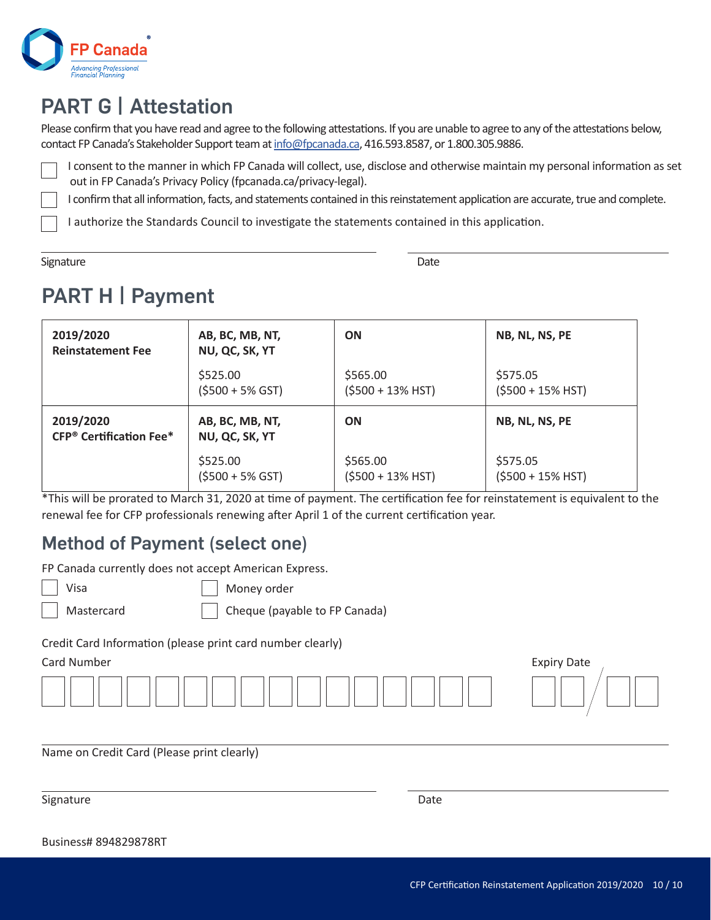## PART G | Attestation

Please confirm that you have read and agree to the following attestations. If you are unable to agree to any of the attestations below, contact FP Canada's Stakeholder Support team at info@fpcanada.ca, 416.593.8587, or 1.800.305.9886.

☐ I consent to the manner in which FP Canada will collect, use, disclose and otherwise maintain my personal information as set out in FP Canada's Privacy Policy (fpcanada.ca/privacy-legal).

☐ I confirm that all information, facts, and statements contained in this reinstatement application are accurate, true and complete.

☐ I authorize the Standards Council to investigate the statements contained in this application.

Signature ______________________ Date ______________________

## PART H | Payment

| | | | |
|---|---|---|---|
| **2019/2020 Reinstatement Fee** | **AB, BC, MB, NT, NU, QC, SK, YT**<br>$525.00<br>($500 + 5% GST) | **ON**<br>$565.00<br>($500 + 13% HST) | **NB, NL, NS, PE**<br>$575.05<br>($500 + 15% HST) |
| **2019/2020 CFP® Certification Fee*** | **AB, BC, MB, NT, NU, QC, SK, YT**<br>$525.00<br>($500 + 5% GST) | **ON**<br>$565.00<br>($500 + 13% HST) | **NB, NL, NS, PE**<br>$575.05<br>($500 + 15% HST) |

*This will be prorated to March 31, 2020 at time of payment. The certification fee for reinstatement is equivalent to the renewal fee for CFP professionals renewing after April 1 of the current certification year.

### Method of Payment (select one)

FP Canada currently does not accept American Express.

☐ Visa ☐ Money order

☐ Mastercard ☐ Cheque (payable to FP Canada)

Credit Card Information (please print card number clearly)

Card Number ☐☐☐☐☐☐☐☐☐☐☐☐☐☐☐☐ Expiry Date ☐☐ / ☐☐

Name on Credit Card (Please print clearly) ______________________

Signature ______________________ Date ______________________

Business# 894829878RT